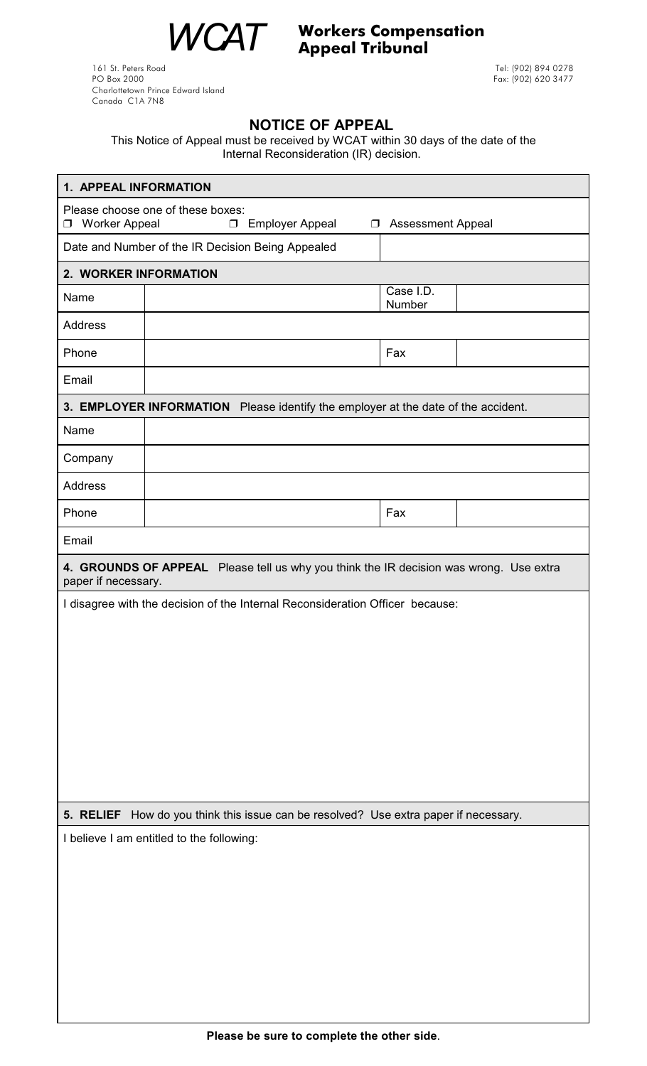# WCAT Workers Compensation Appeal Tribunal

161 St. Peters Road
PO Box 2000
Charlottetown Prince Edward Island
Canada C1A 7N8

Tel: (902) 894 0278
Fax: (902) 620 3477

## NOTICE OF APPEAL

This Notice of Appeal must be received by WCAT within 30 days of the date of the Internal Reconsideration (IR) decision.

### 1. APPEAL INFORMATION

Please choose one of these boxes:
☐ Worker Appeal ☐ Employer Appeal ☐ Assessment Appeal

| Date and Number of the IR Decision Being Appealed | |
|---|---|

### 2. WORKER INFORMATION

| Name | | Case I.D. Number | |
|---|---|---|---|
| Address | | | |
| Phone | | Fax | |
| Email | | | |

### 3. EMPLOYER INFORMATION

Please identify the employer at the date of the accident.

| Name | | | |
|---|---|---|---|
| Company | | | |
| Address | | | |
| Phone | | Fax | |
| Email | | | |

### 4. GROUNDS OF APPEAL

Please tell us why you think the IR decision was wrong. Use extra paper if necessary.

I disagree with the decision of the Internal Reconsideration Officer because:

### 5. RELIEF

How do you think this issue can be resolved? Use extra paper if necessary.

I believe I am entitled to the following:

**Please be sure to complete the other side**.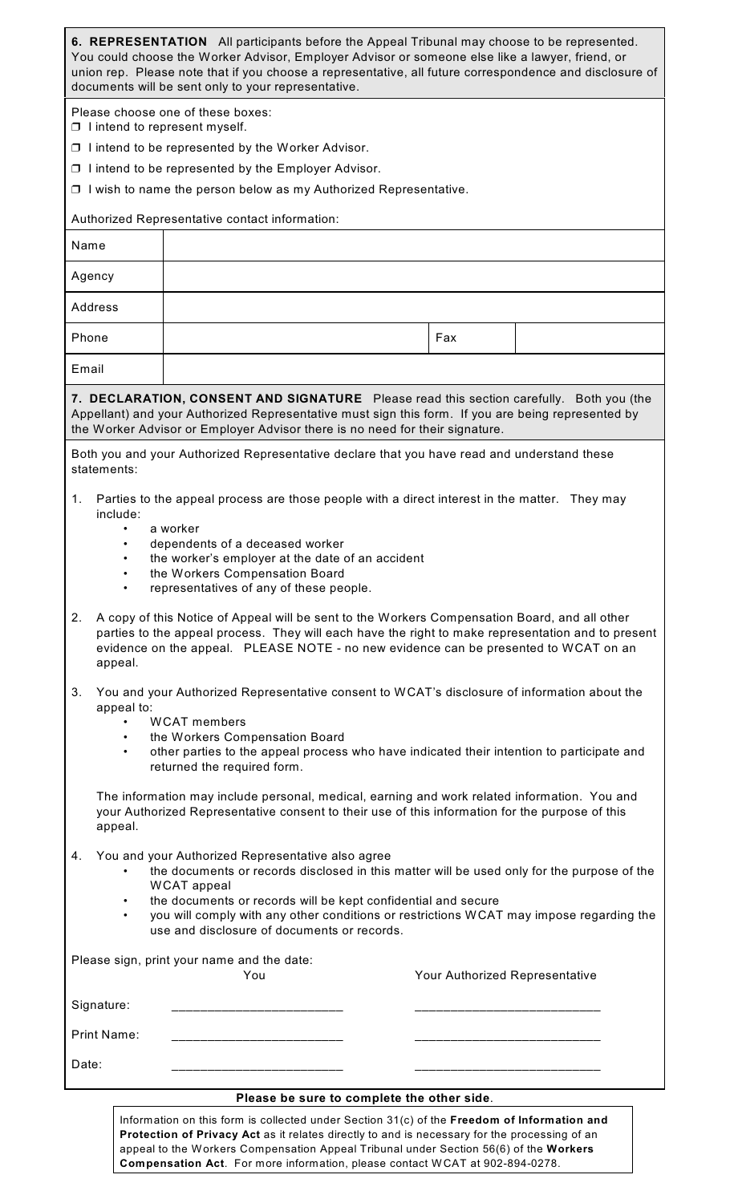**6. REPRESENTATION** All participants before the Appeal Tribunal may choose to be represented. You could choose the Worker Advisor, Employer Advisor or someone else like a lawyer, friend, or union rep. Please note that if you choose a representative, all future correspondence and disclosure of documents will be sent only to your representative.

Please choose one of these boxes:

- ❒ I intend to represent myself.
- ❒ I intend to be represented by the Worker Advisor.
- ❒ I intend to be represented by the Employer Advisor.
- ❒ I wish to name the person below as my Authorized Representative.

Authorized Representative contact information:

| | | | |
|---|---|---|---|
| Name | | | |
| Agency | | | |
| Address | | | |
| Phone | | Fax | |
| Email | | | |

**7. DECLARATION, CONSENT AND SIGNATURE** Please read this section carefully. Both you (the Appellant) and your Authorized Representative must sign this form. If you are being represented by the Worker Advisor or Employer Advisor there is no need for their signature.

Both you and your Authorized Representative declare that you have read and understand these statements:

1. Parties to the appeal process are those people with a direct interest in the matter. They may include:
   - a worker
   - dependents of a deceased worker
   - the worker's employer at the date of an accident
   - the Workers Compensation Board
   - representatives of any of these people.

2. A copy of this Notice of Appeal will be sent to the Workers Compensation Board, and all other parties to the appeal process. They will each have the right to make representation and to present evidence on the appeal. PLEASE NOTE - no new evidence can be presented to WCAT on an appeal.

3. You and your Authorized Representative consent to WCAT's disclosure of information about the appeal to:
   - WCAT members
   - the Workers Compensation Board
   - other parties to the appeal process who have indicated their intention to participate and returned the required form.

   The information may include personal, medical, earning and work related information. You and your Authorized Representative consent to their use of this information for the purpose of this appeal.

4. You and your Authorized Representative also agree
   - the documents or records disclosed in this matter will be used only for the purpose of the WCAT appeal
   - the documents or records will be kept confidential and secure
   - you will comply with any other conditions or restrictions WCAT may impose regarding the use and disclosure of documents or records.

Please sign, print your name and the date:

| | You | Your Authorized Representative |
|---|---|---|
| Signature: | ______________________ | ______________________ |
| Print Name: | ______________________ | ______________________ |
| Date: | ______________________ | ______________________ |

**Please be sure to complete the other side**.

Information on this form is collected under Section 31(c) of the **Freedom of Information and Protection of Privacy Act** as it relates directly to and is necessary for the processing of an appeal to the Workers Compensation Appeal Tribunal under Section 56(6) of the **Workers Compensation Act**. For more information, please contact WCAT at 902-894-0278.